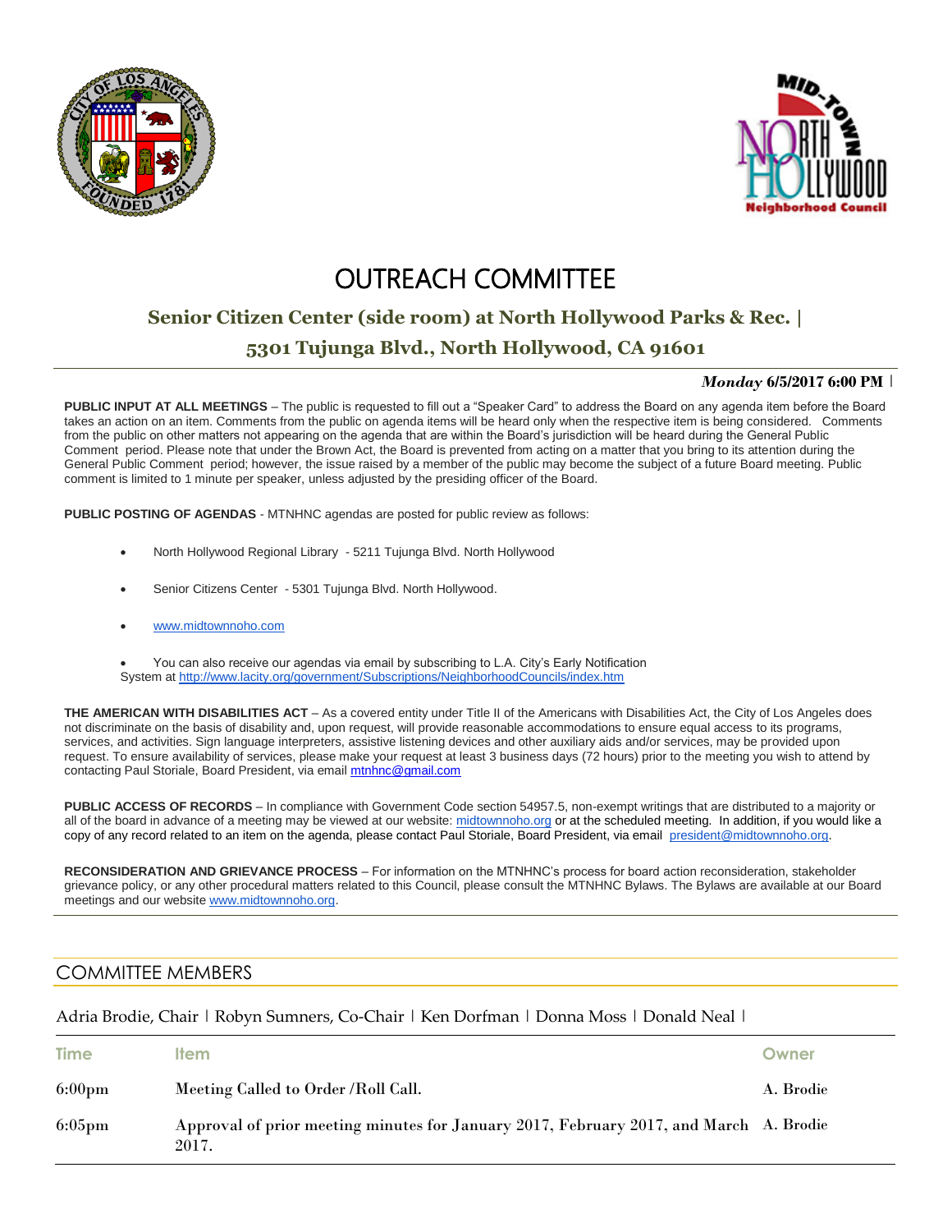# OUTREACH COMMITTEE

## Senior Citizen Center (side room) at North Hollywood Parks & Rec. |

## 5301 Tujunga Blvd., North Hollywood, CA 91601

***Monday* 6/5/2017 6:00 PM** |

**PUBLIC INPUT AT ALL MEETINGS** – The public is requested to fill out a "Speaker Card" to address the Board on any agenda item before the Board takes an action on an item. Comments from the public on agenda items will be heard only when the respective item is being considered. Comments from the public on other matters not appearing on the agenda that are within the Board's jurisdiction will be heard during the General Public Comment period. Please note that under the Brown Act, the Board is prevented from acting on a matter that you bring to its attention during the General Public Comment period; however, the issue raised by a member of the public may become the subject of a future Board meeting. Public comment is limited to 1 minute per speaker, unless adjusted by the presiding officer of the Board.

**PUBLIC POSTING OF AGENDAS** - MTNHNC agendas are posted for public review as follows:

- North Hollywood Regional Library - 5211 Tujunga Blvd. North Hollywood
- Senior Citizens Center - 5301 Tujunga Blvd. North Hollywood.
- www.midtownnoho.com
- You can also receive our agendas via email by subscribing to L.A. City's Early Notification System at http://www.lacity.org/government/Subscriptions/NeighborhoodCouncils/index.htm

**THE AMERICAN WITH DISABILITIES ACT** – As a covered entity under Title II of the Americans with Disabilities Act, the City of Los Angeles does not discriminate on the basis of disability and, upon request, will provide reasonable accommodations to ensure equal access to its programs, services, and activities. Sign language interpreters, assistive listening devices and other auxiliary aids and/or services, may be provided upon request. To ensure availability of services, please make your request at least 3 business days (72 hours) prior to the meeting you wish to attend by contacting Paul Storiale, Board President, via email mtnhnc@gmail.com

**PUBLIC ACCESS OF RECORDS** – In compliance with Government Code section 54957.5, non-exempt writings that are distributed to a majority or all of the board in advance of a meeting may be viewed at our website: midtownnoho.org or at the scheduled meeting. In addition, if you would like a copy of any record related to an item on the agenda, please contact Paul Storiale, Board President, via email president@midtownnoho.org.

**RECONSIDERATION AND GRIEVANCE PROCESS** – For information on the MTNHNC's process for board action reconsideration, stakeholder grievance policy, or any other procedural matters related to this Council, please consult the MTNHNC Bylaws. The Bylaws are available at our Board meetings and our website www.midtownnoho.org.

## COMMITTEE MEMBERS

Adria Brodie, Chair | Robyn Sumners, Co-Chair | Ken Dorfman | Donna Moss | Donald Neal |

| Time | Item | Owner |
|---|---|---|
| 6:00pm | Meeting Called to Order /Roll Call. | A. Brodie |
| 6:05pm | Approval of prior meeting minutes for January 2017, February 2017, and March 2017. | A. Brodie |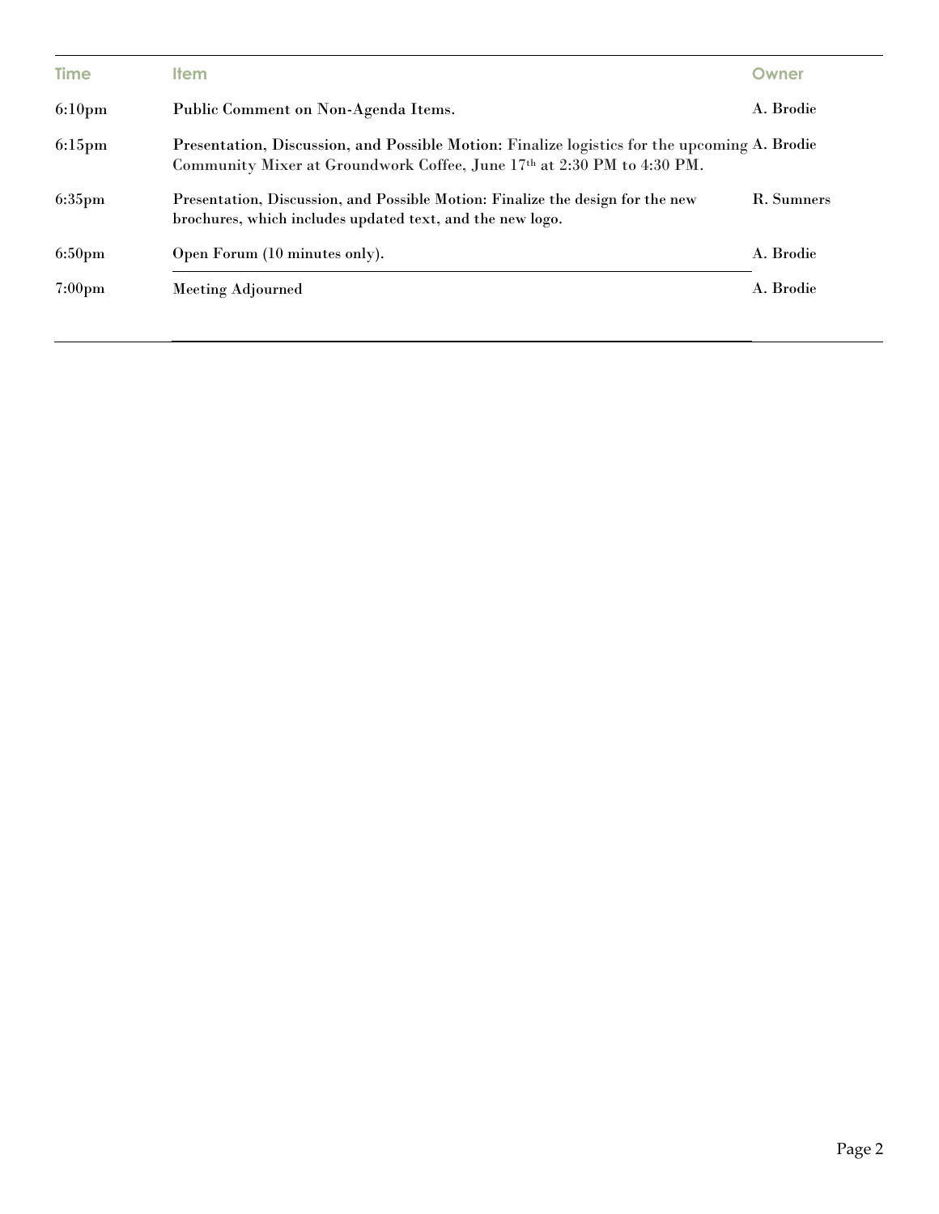| Time | Item | Owner |
| --- | --- | --- |
| 6:10pm | Public Comment on Non-Agenda Items. | A. Brodie |
| 6:15pm | Presentation, Discussion, and Possible Motion: Finalize logistics for the upcoming Community Mixer at Groundwork Coffee, June 17th at 2:30 PM to 4:30 PM. | A. Brodie |
| 6:35pm | Presentation, Discussion, and Possible Motion: Finalize the design for the new brochures, which includes updated text, and the new logo. | R. Sumners |
| 6:50pm | Open Forum (10 minutes only). | A. Brodie |
| 7:00pm | Meeting Adjourned | A. Brodie |